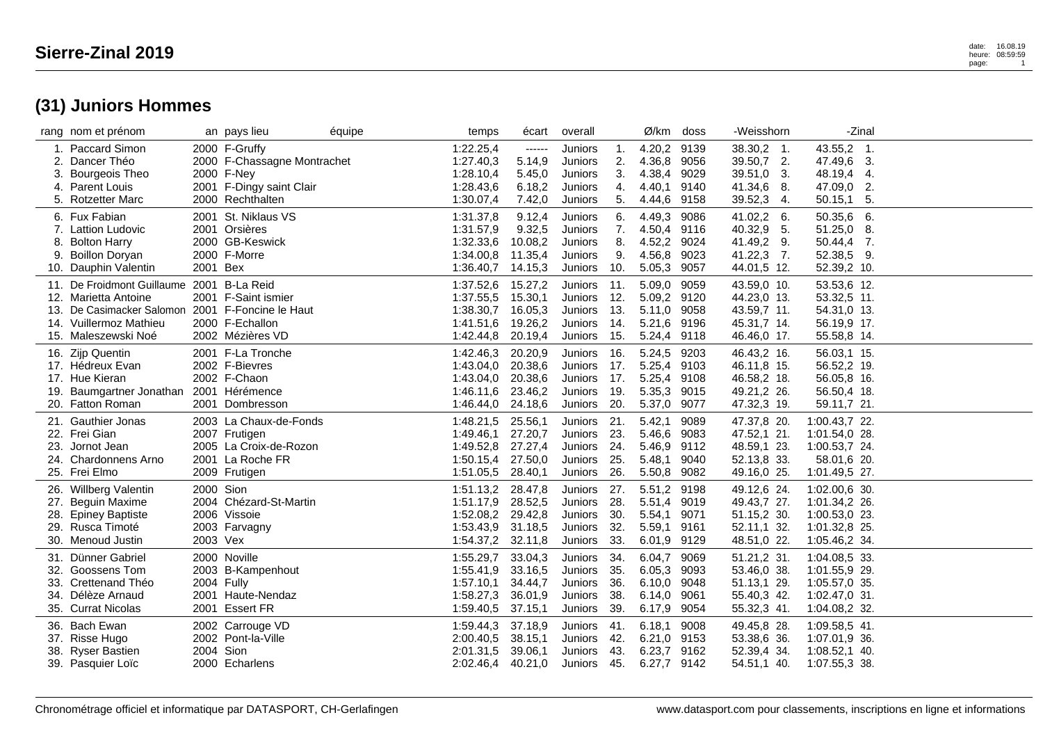# Sierre-Zinal 2019

## (31) Juniors Hommes

| rang | nom et prénom | an | pays lieu | équipe | temps | écart | overall | | Ø/km | doss | -Weisshorn | | -Zinal | |
|---|---|---|---|---|---|---|---|---|---|---|---|---|---|---|
| 1. | Paccard Simon | 2000 | F-Gruffy | | 1:22.25,4 | ------ | Juniors | 1. | 4.20,2 | 9139 | 38.30,2 | 1. | 43.55,2 | 1. |
| 2. | Dancer Théo | 2000 | F-Chassagne Montrachet | | 1:27.40,3 | 5.14,9 | Juniors | 2. | 4.36,8 | 9056 | 39.50,7 | 2. | 47.49,6 | 3. |
| 3. | Bourgeois Theo | 2000 | F-Ney | | 1:28.10,4 | 5.45,0 | Juniors | 3. | 4.38,4 | 9029 | 39.51,0 | 3. | 48.19,4 | 4. |
| 4. | Parent Louis | 2001 | F-Dingy saint Clair | | 1:28.43,6 | 6.18,2 | Juniors | 4. | 4.40,1 | 9140 | 41.34,6 | 8. | 47.09,0 | 2. |
| 5. | Rotzetter Marc | 2000 | Rechthalten | | 1:30.07,4 | 7.42,0 | Juniors | 5. | 4.44,6 | 9158 | 39.52,3 | 4. | 50.15,1 | 5. |
| 6. | Fux Fabian | 2001 | St. Niklaus VS | | 1:31.37,8 | 9.12,4 | Juniors | 6. | 4.49,3 | 9086 | 41.02,2 | 6. | 50.35,6 | 6. |
| 7. | Lattion Ludovic | 2001 | Orsières | | 1:31.57,9 | 9.32,5 | Juniors | 7. | 4.50,4 | 9116 | 40.32,9 | 5. | 51.25,0 | 8. |
| 8. | Bolton Harry | 2000 | GB-Keswick | | 1:32.33,6 | 10.08,2 | Juniors | 8. | 4.52,2 | 9024 | 41.49,2 | 9. | 50.44,4 | 7. |
| 9. | Boillon Doryan | 2000 | F-Morre | | 1:34.00,8 | 11.35,4 | Juniors | 9. | 4.56,8 | 9023 | 41.22,3 | 7. | 52.38,5 | 9. |
| 10. | Dauphin Valentin | 2001 | Bex | | 1:36.40,7 | 14.15,3 | Juniors | 10. | 5.05,3 | 9057 | 44.01,5 | 12. | 52.39,2 | 10. |
| 11. | De Froidmont Guillaume | 2001 | B-La Reid | | 1:37.52,6 | 15.27,2 | Juniors | 11. | 5.09,0 | 9059 | 43.59,0 | 10. | 53.53,6 | 12. |
| 12. | Marietta Antoine | 2001 | F-Saint ismier | | 1:37.55,5 | 15.30,1 | Juniors | 12. | 5.09,2 | 9120 | 44.23,0 | 13. | 53.32,5 | 11. |
| 13. | De Casimacker Salomon | 2001 | F-Foncine le Haut | | 1:38.30,7 | 16.05,3 | Juniors | 13. | 5.11,0 | 9058 | 43.59,7 | 11. | 54.31,0 | 13. |
| 14. | Vuillermoz Mathieu | 2000 | F-Echallon | | 1:41.51,6 | 19.26,2 | Juniors | 14. | 5.21,6 | 9196 | 45.31,7 | 14. | 56.19,9 | 17. |
| 15. | Maleszewski Noé | 2002 | Mézières VD | | 1:42.44,8 | 20.19,4 | Juniors | 15. | 5.24,4 | 9118 | 46.46,0 | 17. | 55.58,8 | 14. |
| 16. | Zijp Quentin | 2001 | F-La Tronche | | 1:42.46,3 | 20.20,9 | Juniors | 16. | 5.24,5 | 9203 | 46.43,2 | 16. | 56.03,1 | 15. |
| 17. | Hédreux Evan | 2002 | F-Bievres | | 1:43.04,0 | 20.38,6 | Juniors | 17. | 5.25,4 | 9103 | 46.11,8 | 15. | 56.52,2 | 19. |
| 17. | Hue Kieran | 2002 | F-Chaon | | 1:43.04,0 | 20.38,6 | Juniors | 17. | 5.25,4 | 9108 | 46.58,2 | 18. | 56.05,8 | 16. |
| 19. | Baumgartner Jonathan | 2001 | Hérémence | | 1:46.11,6 | 23.46,2 | Juniors | 19. | 5.35,3 | 9015 | 49.21,2 | 26. | 56.50,4 | 18. |
| 20. | Fatton Roman | 2001 | Dombresson | | 1:46.44,0 | 24.18,6 | Juniors | 20. | 5.37,0 | 9077 | 47.32,3 | 19. | 59.11,7 | 21. |
| 21. | Gauthier Jonas | 2003 | La Chaux-de-Fonds | | 1:48.21,5 | 25.56,1 | Juniors | 21. | 5.42,1 | 9089 | 47.37,8 | 20. | 1:00.43,7 | 22. |
| 22. | Frei Gian | 2007 | Frutigen | | 1:49.46,1 | 27.20,7 | Juniors | 23. | 5.46,6 | 9083 | 47.52,1 | 21. | 1:01.54,0 | 28. |
| 23. | Jornot Jean | 2005 | La Croix-de-Rozon | | 1:49.52,8 | 27.27,4 | Juniors | 24. | 5.46,9 | 9112 | 48.59,1 | 23. | 1:00.53,7 | 24. |
| 24. | Chardonnens Arno | 2001 | La Roche FR | | 1:50.15,4 | 27.50,0 | Juniors | 25. | 5.48,1 | 9040 | 52.13,8 | 33. | 58.01,6 | 20. |
| 25. | Frei Elmo | 2009 | Frutigen | | 1:51.05,5 | 28.40,1 | Juniors | 26. | 5.50,8 | 9082 | 49.16,0 | 25. | 1:01.49,5 | 27. |
| 26. | Willberg Valentin | 2000 | Sion | | 1:51.13,2 | 28.47,8 | Juniors | 27. | 5.51,2 | 9198 | 49.12,6 | 24. | 1:02.00,6 | 30. |
| 27. | Beguin Maxime | 2004 | Chézard-St-Martin | | 1:51.17,9 | 28.52,5 | Juniors | 28. | 5.51,4 | 9019 | 49.43,7 | 27. | 1:01.34,2 | 26. |
| 28. | Epiney Baptiste | 2006 | Vissoie | | 1:52.08,2 | 29.42,8 | Juniors | 30. | 5.54,1 | 9071 | 51.15,2 | 30. | 1:00.53,0 | 23. |
| 29. | Rusca Timoté | 2003 | Farvagny | | 1:53.43,9 | 31.18,5 | Juniors | 32. | 5.59,1 | 9161 | 52.11,1 | 32. | 1:01.32,8 | 25. |
| 30. | Menoud Justin | 2003 | Vex | | 1:54.37,2 | 32.11,8 | Juniors | 33. | 6.01,9 | 9129 | 48.51,0 | 22. | 1:05.46,2 | 34. |
| 31. | Dünner Gabriel | 2000 | Noville | | 1:55.29,7 | 33.04,3 | Juniors | 34. | 6.04,7 | 9069 | 51.21,2 | 31. | 1:04.08,5 | 33. |
| 32. | Goossens Tom | 2003 | B-Kampenhout | | 1:55.41,9 | 33.16,5 | Juniors | 35. | 6.05,3 | 9093 | 53.46,0 | 38. | 1:01.55,9 | 29. |
| 33. | Crettenand Théo | 2004 | Fully | | 1:57.10,1 | 34.44,7 | Juniors | 36. | 6.10,0 | 9048 | 51.13,1 | 29. | 1:05.57,0 | 35. |
| 34. | Délèze Arnaud | 2001 | Haute-Nendaz | | 1:58.27,3 | 36.01,9 | Juniors | 38. | 6.14,0 | 9061 | 55.40,3 | 42. | 1:02.47,0 | 31. |
| 35. | Currat Nicolas | 2001 | Essert FR | | 1:59.40,5 | 37.15,1 | Juniors | 39. | 6.17,9 | 9054 | 55.32,3 | 41. | 1:04.08,2 | 32. |
| 36. | Bach Ewan | 2002 | Carrouge VD | | 1:59.44,3 | 37.18,9 | Juniors | 41. | 6.18,1 | 9008 | 49.45,8 | 28. | 1:09.58,5 | 41. |
| 37. | Risse Hugo | 2002 | Pont-la-Ville | | 2:00.40,5 | 38.15,1 | Juniors | 42. | 6.21,0 | 9153 | 53.38,6 | 36. | 1:07.01,9 | 36. |
| 38. | Ryser Bastien | 2004 | Sion | | 2:01.31,5 | 39.06,1 | Juniors | 43. | 6.23,7 | 9162 | 52.39,4 | 34. | 1:08.52,1 | 40. |
| 39. | Pasquier Loïc | 2000 | Echarlens | | 2:02.46,4 | 40.21,0 | Juniors | 45. | 6.27,7 | 9142 | 54.51,1 | 40. | 1:07.55,3 | 38. |

Chronométrage officiel et informatique par DATASPORT, CH-Gerlafingen

www.datasport.com pour classements, inscriptions en ligne et informations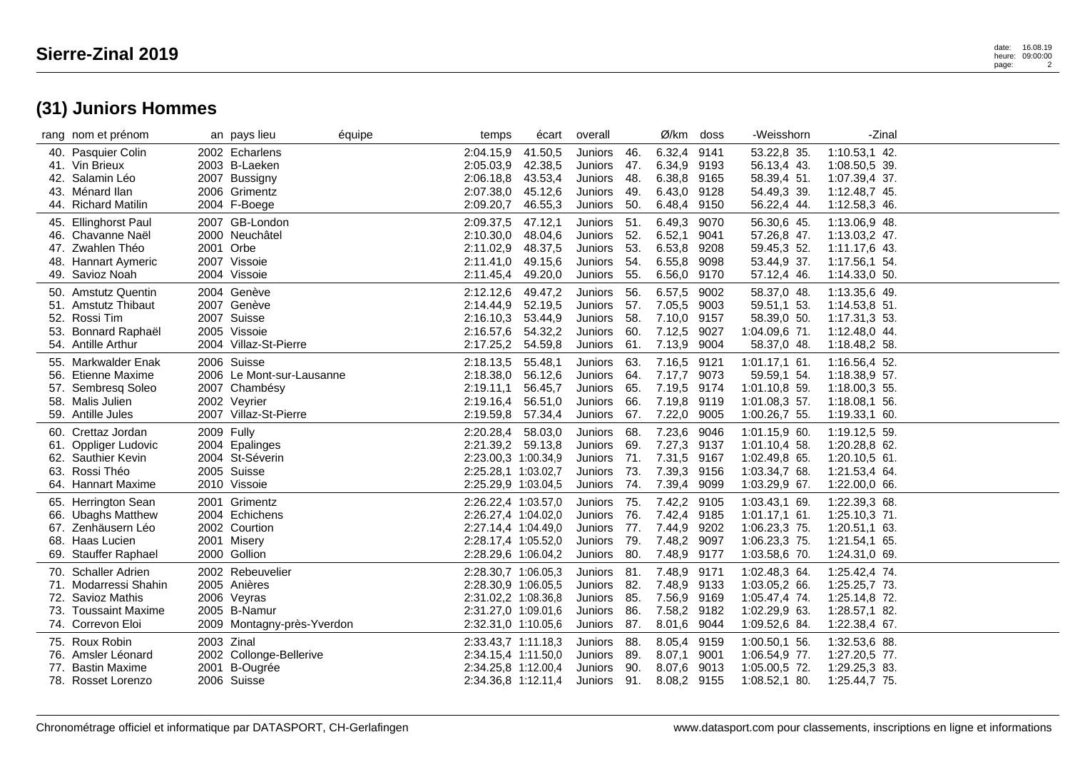# Sierre-Zinal 2019

## (31) Juniors Hommes

| rang | nom et prénom | an | pays lieu | équipe | temps | écart | overall | | Ø/km | doss | -Weisshorn | | -Zinal | |
|---|---|---|---|---|---|---|---|---|---|---|---|---|---|---|
| 40. | Pasquier Colin | 2002 | Echarlens | | 2:04.15,9 | 41.50,5 | Juniors | 46. | 6.32,4 | 9141 | 53.22,8 | 35. | 1:10.53,1 | 42. |
| 41. | Vin Brieux | 2003 | B-Laeken | | 2:05.03,9 | 42.38,5 | Juniors | 47. | 6.34,9 | 9193 | 56.13,4 | 43. | 1:08.50,5 | 39. |
| 42. | Salamin Léo | 2007 | Bussigny | | 2:06.18,8 | 43.53,4 | Juniors | 48. | 6.38,8 | 9165 | 58.39,4 | 51. | 1:07.39,4 | 37. |
| 43. | Ménard Ilan | 2006 | Grimentz | | 2:07.38,0 | 45.12,6 | Juniors | 49. | 6.43,0 | 9128 | 54.49,3 | 39. | 1:12.48,7 | 45. |
| 44. | Richard Matilin | 2004 | F-Boege | | 2:09.20,7 | 46.55,3 | Juniors | 50. | 6.48,4 | 9150 | 56.22,4 | 44. | 1:12.58,3 | 46. |
| 45. | Ellinghorst Paul | 2007 | GB-London | | 2:09.37,5 | 47.12,1 | Juniors | 51. | 6.49,3 | 9070 | 56.30,6 | 45. | 1:13.06,9 | 48. |
| 46. | Chavanne Naël | 2000 | Neuchâtel | | 2:10.30,0 | 48.04,6 | Juniors | 52. | 6.52,1 | 9041 | 57.26,8 | 47. | 1:13.03,2 | 47. |
| 47. | Zwahlen Théo | 2001 | Orbe | | 2:11.02,9 | 48.37,5 | Juniors | 53. | 6.53,8 | 9208 | 59.45,3 | 52. | 1:11.17,6 | 43. |
| 48. | Hannart Aymeric | 2007 | Vissoie | | 2:11.41,0 | 49.15,6 | Juniors | 54. | 6.55,8 | 9098 | 53.44,9 | 37. | 1:17.56,1 | 54. |
| 49. | Savioz Noah | 2004 | Vissoie | | 2:11.45,4 | 49.20,0 | Juniors | 55. | 6.56,0 | 9170 | 57.12,4 | 46. | 1:14.33,0 | 50. |
| 50. | Amstutz Quentin | 2004 | Genève | | 2:12.12,6 | 49.47,2 | Juniors | 56. | 6.57,5 | 9002 | 58.37,0 | 48. | 1:13.35,6 | 49. |
| 51. | Amstutz Thibaut | 2007 | Genève | | 2:14.44,9 | 52.19,5 | Juniors | 57. | 7.05,5 | 9003 | 59.51,1 | 53. | 1:14.53,8 | 51. |
| 52. | Rossi Tim | 2007 | Suisse | | 2:16.10,3 | 53.44,9 | Juniors | 58. | 7.10,0 | 9157 | 58.39,0 | 50. | 1:17.31,3 | 53. |
| 53. | Bonnard Raphaël | 2005 | Vissoie | | 2:16.57,6 | 54.32,2 | Juniors | 60. | 7.12,5 | 9027 | 1:04.09,6 | 71. | 1:12.48,0 | 44. |
| 54. | Antille Arthur | 2004 | Villaz-St-Pierre | | 2:17.25,2 | 54.59,8 | Juniors | 61. | 7.13,9 | 9004 | 58.37,0 | 48. | 1:18.48,2 | 58. |
| 55. | Markwalder Enak | 2006 | Suisse | | 2:18.13,5 | 55.48,1 | Juniors | 63. | 7.16,5 | 9121 | 1:01.17,1 | 61. | 1:16.56,4 | 52. |
| 56. | Etienne Maxime | 2006 | Le Mont-sur-Lausanne | | 2:18.38,0 | 56.12,6 | Juniors | 64. | 7.17,7 | 9073 | 59.59,1 | 54. | 1:18.38,9 | 57. |
| 57. | Sembresq Soleo | 2007 | Chambésy | | 2:19.11,1 | 56.45,7 | Juniors | 65. | 7.19,5 | 9174 | 1:01.10,8 | 59. | 1:18.00,3 | 55. |
| 58. | Malis Julien | 2002 | Veyrier | | 2:19.16,4 | 56.51,0 | Juniors | 66. | 7.19,8 | 9119 | 1:01.08,3 | 57. | 1:18.08,1 | 56. |
| 59. | Antille Jules | 2007 | Villaz-St-Pierre | | 2:19.59,8 | 57.34,4 | Juniors | 67. | 7.22,0 | 9005 | 1:00.26,7 | 55. | 1:19.33,1 | 60. |
| 60. | Crettaz Jordan | 2009 | Fully | | 2:20.28,4 | 58.03,0 | Juniors | 68. | 7.23,6 | 9046 | 1:01.15,9 | 60. | 1:19.12,5 | 59. |
| 61. | Oppliger Ludovic | 2004 | Epalinges | | 2:21.39,2 | 59.13,8 | Juniors | 69. | 7.27,3 | 9137 | 1:01.10,4 | 58. | 1:20.28,8 | 62. |
| 62. | Sauthier Kevin | 2004 | St-Séverin | | 2:23.00,3 | 1:00.34,9 | Juniors | 71. | 7.31,5 | 9167 | 1:02.49,8 | 65. | 1:20.10,5 | 61. |
| 63. | Rossi Théo | 2005 | Suisse | | 2:25.28,1 | 1:03.02,7 | Juniors | 73. | 7.39,3 | 9156 | 1:03.34,7 | 68. | 1:21.53,4 | 64. |
| 64. | Hannart Maxime | 2010 | Vissoie | | 2:25.29,9 | 1:03.04,5 | Juniors | 74. | 7.39,4 | 9099 | 1:03.29,9 | 67. | 1:22.00,0 | 66. |
| 65. | Herrington Sean | 2001 | Grimentz | | 2:26.22,4 | 1:03.57,0 | Juniors | 75. | 7.42,2 | 9105 | 1:03.43,1 | 69. | 1:22.39,3 | 68. |
| 66. | Ubaghs Matthew | 2004 | Echichens | | 2:26.27,4 | 1:04.02,0 | Juniors | 76. | 7.42,4 | 9185 | 1:01.17,1 | 61. | 1:25.10,3 | 71. |
| 67. | Zenhäusern Léo | 2002 | Courtion | | 2:27.14,4 | 1:04.49,0 | Juniors | 77. | 7.44,9 | 9202 | 1:06.23,3 | 75. | 1:20.51,1 | 63. |
| 68. | Haas Lucien | 2001 | Misery | | 2:28.17,4 | 1:05.52,0 | Juniors | 79. | 7.48,2 | 9097 | 1:06.23,3 | 75. | 1:21.54,1 | 65. |
| 69. | Stauffer Raphael | 2000 | Gollion | | 2:28.29,6 | 1:06.04,2 | Juniors | 80. | 7.48,9 | 9177 | 1:03.58,6 | 70. | 1:24.31,0 | 69. |
| 70. | Schaller Adrien | 2002 | Rebeuvelier | | 2:28.30,7 | 1:06.05,3 | Juniors | 81. | 7.48,9 | 9171 | 1:02.48,3 | 64. | 1:25.42,4 | 74. |
| 71. | Modarressi Shahin | 2005 | Anières | | 2:28.30,9 | 1:06.05,5 | Juniors | 82. | 7.48,9 | 9133 | 1:03.05,2 | 66. | 1:25.25,7 | 73. |
| 72. | Savioz Mathis | 2006 | Veyras | | 2:31.02,2 | 1:08.36,8 | Juniors | 85. | 7.56,9 | 9169 | 1:05.47,4 | 74. | 1:25.14,8 | 72. |
| 73. | Toussaint Maxime | 2005 | B-Namur | | 2:31.27,0 | 1:09.01,6 | Juniors | 86. | 7.58,2 | 9182 | 1:02.29,9 | 63. | 1:28.57,1 | 82. |
| 74. | Correvon Eloi | 2009 | Montagny-près-Yverdon | | 2:32.31,0 | 1:10.05,6 | Juniors | 87. | 8.01,6 | 9044 | 1:09.52,6 | 84. | 1:22.38,4 | 67. |
| 75. | Roux Robin | 2003 | Zinal | | 2:33.43,7 | 1:11.18,3 | Juniors | 88. | 8.05,4 | 9159 | 1:00.50,1 | 56. | 1:32.53,6 | 88. |
| 76. | Amsler Léonard | 2002 | Collonge-Bellerive | | 2:34.15,4 | 1:11.50,0 | Juniors | 89. | 8.07,1 | 9001 | 1:06.54,9 | 77. | 1:27.20,5 | 77. |
| 77. | Bastin Maxime | 2001 | B-Ougrée | | 2:34.25,8 | 1:12.00,4 | Juniors | 90. | 8.07,6 | 9013 | 1:05.00,5 | 72. | 1:29.25,3 | 83. |
| 78. | Rosset Lorenzo | 2006 | Suisse | | 2:34.36,8 | 1:12.11,4 | Juniors | 91. | 8.08,2 | 9155 | 1:08.52,1 | 80. | 1:25.44,7 | 75. |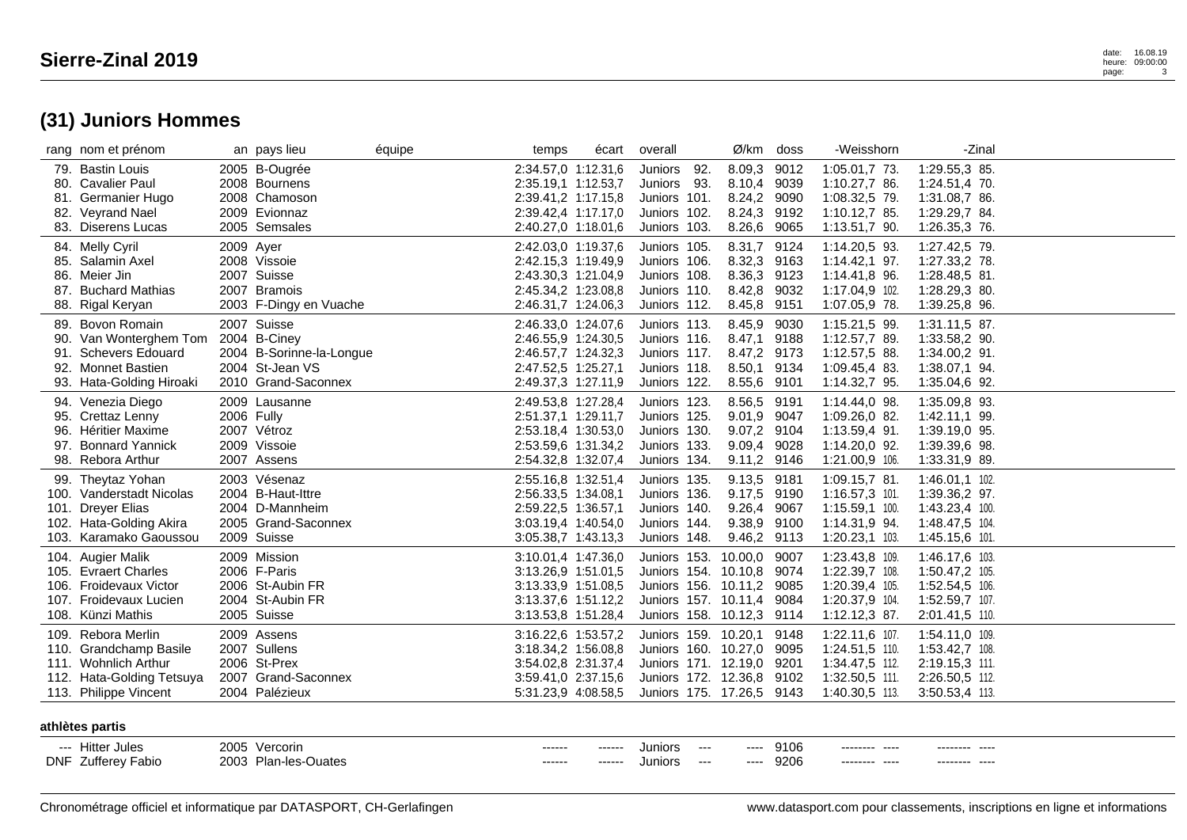# Sierre-Zinal 2019

## (31) Juniors Hommes

| rang | nom et prénom | an | pays lieu | équipe | temps | écart | overall | Ø/km | doss | -Weisshorn | -Zinal |
|---|---|---|---|---|---|---|---|---|---|---|---|
| 79. | Bastin Louis | 2005 | B-Ougrée | | 2:34.57,0 | 1:12.31,6 | Juniors 92. | 8.09,3 | 9012 | 1:05.01,7 73. | 1:29.55,3 85. |
| 80. | Cavalier Paul | 2008 | Bournens | | 2:35.19,1 | 1:12.53,7 | Juniors 93. | 8.10,4 | 9039 | 1:10.27,7 86. | 1:24.51,4 70. |
| 81. | Germanier Hugo | 2008 | Chamoson | | 2:39.41,2 | 1:17.15,8 | Juniors 101. | 8.24,2 | 9090 | 1:08.32,5 79. | 1:31.08,7 86. |
| 82. | Veyrand Nael | 2009 | Evionnaz | | 2:39.42,4 | 1:17.17,0 | Juniors 102. | 8.24,3 | 9192 | 1:10.12,7 85. | 1:29.29,7 84. |
| 83. | Diserens Lucas | 2005 | Semsales | | 2:40.27,0 | 1:18.01,6 | Juniors 103. | 8.26,6 | 9065 | 1:13.51,7 90. | 1:26.35,3 76. |
| 84. | Melly Cyril | 2009 | Ayer | | 2:42.03,0 | 1:19.37,6 | Juniors 105. | 8.31,7 | 9124 | 1:14.20,5 93. | 1:27.42,5 79. |
| 85. | Salamin Axel | 2008 | Vissoie | | 2:42.15,3 | 1:19.49,9 | Juniors 106. | 8.32,3 | 9163 | 1:14.42,1 97. | 1:27.33,2 78. |
| 86. | Meier Jin | 2007 | Suisse | | 2:43.30,3 | 1:21.04,9 | Juniors 108. | 8.36,3 | 9123 | 1:14.41,8 96. | 1:28.48,5 81. |
| 87. | Buchard Mathias | 2007 | Bramois | | 2:45.34,2 | 1:23.08,8 | Juniors 110. | 8.42,8 | 9032 | 1:17.04,9 102. | 1:28.29,3 80. |
| 88. | Rigal Keryan | 2003 | F-Dingy en Vuache | | 2:46.31,7 | 1:24.06,3 | Juniors 112. | 8.45,8 | 9151 | 1:07.05,9 78. | 1:39.25,8 96. |
| 89. | Bovon Romain | 2007 | Suisse | | 2:46.33,0 | 1:24.07,6 | Juniors 113. | 8.45,9 | 9030 | 1:15.21,5 99. | 1:31.11,5 87. |
| 90. | Van Wonterghem Tom | 2004 | B-Ciney | | 2:46.55,9 | 1:24.30,5 | Juniors 116. | 8.47,1 | 9188 | 1:12.57,7 89. | 1:33.58,2 90. |
| 91. | Schevers Edouard | 2004 | B-Sorinne-la-Longue | | 2:46.57,7 | 1:24.32,3 | Juniors 117. | 8.47,2 | 9173 | 1:12.57,5 88. | 1:34.00,2 91. |
| 92. | Monnet Bastien | 2004 | St-Jean VS | | 2:47.52,5 | 1:25.27,1 | Juniors 118. | 8.50,1 | 9134 | 1:09.45,4 83. | 1:38.07,1 94. |
| 93. | Hata-Golding Hiroaki | 2010 | Grand-Saconnex | | 2:49.37,3 | 1:27.11,9 | Juniors 122. | 8.55,6 | 9101 | 1:14.32,7 95. | 1:35.04,6 92. |
| 94. | Venezia Diego | 2009 | Lausanne | | 2:49.53,8 | 1:27.28,4 | Juniors 123. | 8.56,5 | 9191 | 1:14.44,0 98. | 1:35.09,8 93. |
| 95. | Crettaz Lenny | 2006 | Fully | | 2:51.37,1 | 1:29.11,7 | Juniors 125. | 9.01,9 | 9047 | 1:09.26,0 82. | 1:42.11,1 99. |
| 96. | Héritier Maxime | 2007 | Vétroz | | 2:53.18,4 | 1:30.53,0 | Juniors 130. | 9.07,2 | 9104 | 1:13.59,4 91. | 1:39.19,0 95. |
| 97. | Bonnard Yannick | 2009 | Vissoie | | 2:53.59,6 | 1:31.34,2 | Juniors 133. | 9.09,4 | 9028 | 1:14.20,0 92. | 1:39.39,6 98. |
| 98. | Rebora Arthur | 2007 | Assens | | 2:54.32,8 | 1:32.07,4 | Juniors 134. | 9.11,2 | 9146 | 1:21.00,9 106. | 1:33.31,9 89. |
| 99. | Theytaz Yohan | 2003 | Vésenaz | | 2:55.16,8 | 1:32.51,4 | Juniors 135. | 9.13,5 | 9181 | 1:09.15,7 81. | 1:46.01,1 102. |
| 100. | Vanderstadt Nicolas | 2004 | B-Haut-Ittre | | 2:56.33,5 | 1:34.08,1 | Juniors 136. | 9.17,5 | 9190 | 1:16.57,3 101. | 1:39.36,2 97. |
| 101. | Dreyer Elias | 2004 | D-Mannheim | | 2:59.22,5 | 1:36.57,1 | Juniors 140. | 9.26,4 | 9067 | 1:15.59,1 100. | 1:43.23,4 100. |
| 102. | Hata-Golding Akira | 2005 | Grand-Saconnex | | 3:03.19,4 | 1:40.54,0 | Juniors 144. | 9.38,9 | 9100 | 1:14.31,9 94. | 1:48.47,5 104. |
| 103. | Karamako Gaoussou | 2009 | Suisse | | 3:05.38,7 | 1:43.13,3 | Juniors 148. | 9.46,2 | 9113 | 1:20.23,1 103. | 1:45.15,6 101. |
| 104. | Augier Malik | 2009 | Mission | | 3:10.01,4 | 1:47.36,0 | Juniors 153. | 10.00,0 | 9007 | 1:23.43,8 109. | 1:46.17,6 103. |
| 105. | Evraert Charles | 2006 | F-Paris | | 3:13.26,9 | 1:51.01,5 | Juniors 154. | 10.10,8 | 9074 | 1:22.39,7 108. | 1:50.47,2 105. |
| 106. | Froidevaux Victor | 2006 | St-Aubin FR | | 3:13.33,9 | 1:51.08,5 | Juniors 156. | 10.11,2 | 9085 | 1:20.39,4 105. | 1:52.54,5 106. |
| 107. | Froidevaux Lucien | 2004 | St-Aubin FR | | 3:13.37,6 | 1:51.12,2 | Juniors 157. | 10.11,4 | 9084 | 1:20.37,9 104. | 1:52.59,7 107. |
| 108. | Künzi Mathis | 2005 | Suisse | | 3:13.53,8 | 1:51.28,4 | Juniors 158. | 10.12,3 | 9114 | 1:12.12,3 87. | 2:01.41,5 110. |
| 109. | Rebora Merlin | 2009 | Assens | | 3:16.22,6 | 1:53.57,2 | Juniors 159. | 10.20,1 | 9148 | 1:22.11,6 107. | 1:54.11,0 109. |
| 110. | Grandchamp Basile | 2007 | Sullens | | 3:18.34,2 | 1:56.08,8 | Juniors 160. | 10.27,0 | 9095 | 1:24.51,5 110. | 1:53.42,7 108. |
| 111. | Wohnlich Arthur | 2006 | St-Prex | | 3:54.02,8 | 2:31.37,4 | Juniors 171. | 12.19,0 | 9201 | 1:34.47,5 112. | 2:19.15,3 111. |
| 112. | Hata-Golding Tetsuya | 2007 | Grand-Saconnex | | 3:59.41,0 | 2:37.15,6 | Juniors 172. | 12.36,8 | 9102 | 1:32.50,5 111. | 2:26.50,5 112. |
| 113. | Philippe Vincent | 2004 | Palézieux | | 5:31.23,9 | 4:08.58,5 | Juniors 175. | 17.26,5 | 9143 | 1:40.30,5 113. | 3:50.53,4 113. |

**athlètes partis**

| rang | nom et prénom | an | pays lieu | équipe | temps | écart | overall | Ø/km | doss | -Weisshorn | -Zinal |
|---|---|---|---|---|---|---|---|---|---|---|---|
| --- | Hitter Jules | 2005 | Vercorin | | ------ | ------ | Juniors --- | ---- | 9106 | -------- ---- | -------- ---- |
| DNF | Zufferey Fabio | 2003 | Plan-les-Ouates | | ------ | ------ | Juniors --- | ---- | 9206 | -------- ---- | -------- ---- |

Chronométrage officiel et informatique par DATASPORT, CH-Gerlafingen

www.datasport.com pour classements, inscriptions en ligne et informations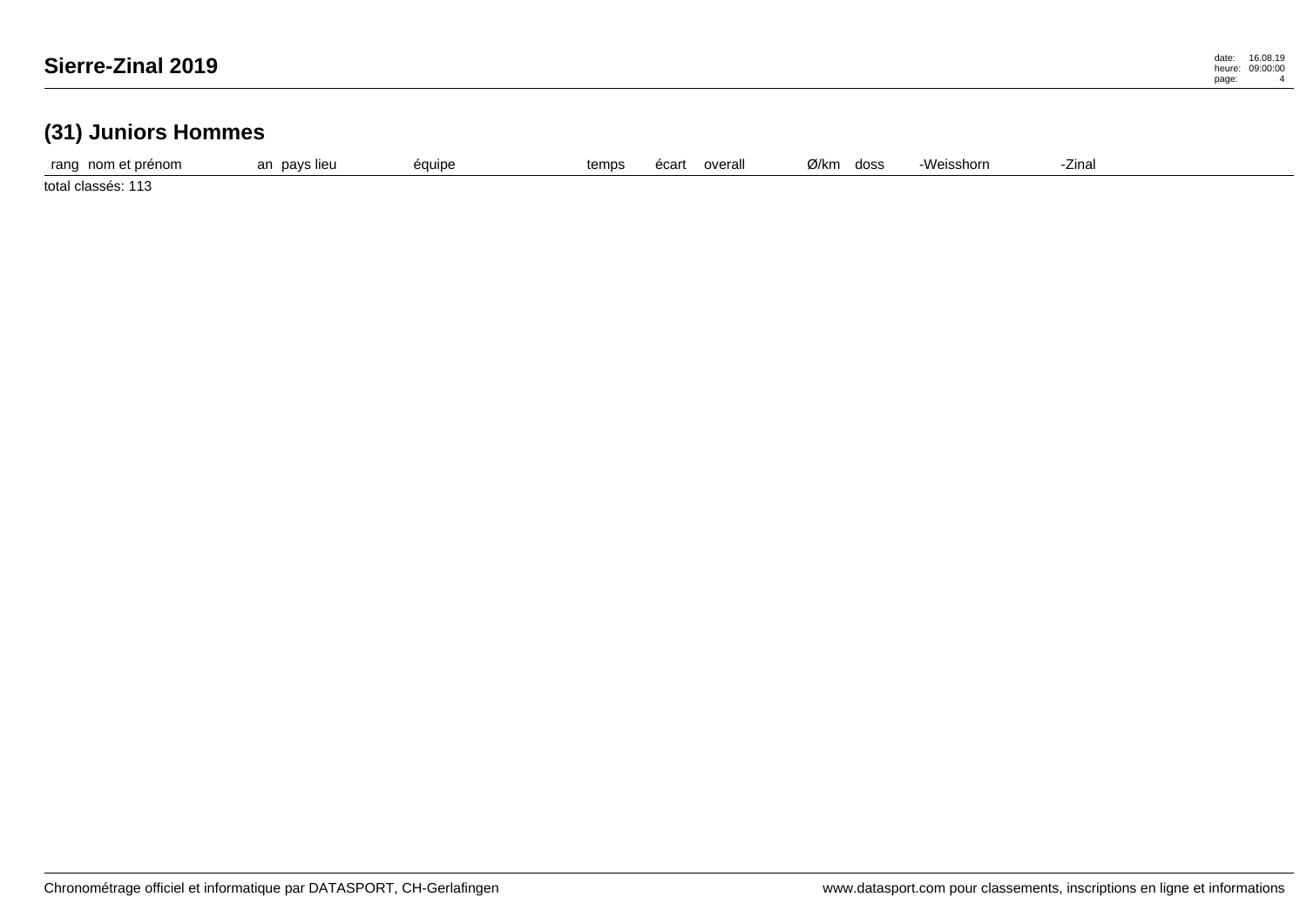## (31) Juniors Hommes

| rang | nom et prénom | an | pays lieu | équipe | temps | écart | overall | Ø/km | doss | -Weisshorn | -Zinal |
|---|---|---|---|---|---|---|---|---|---|---|---|

total classés: 113